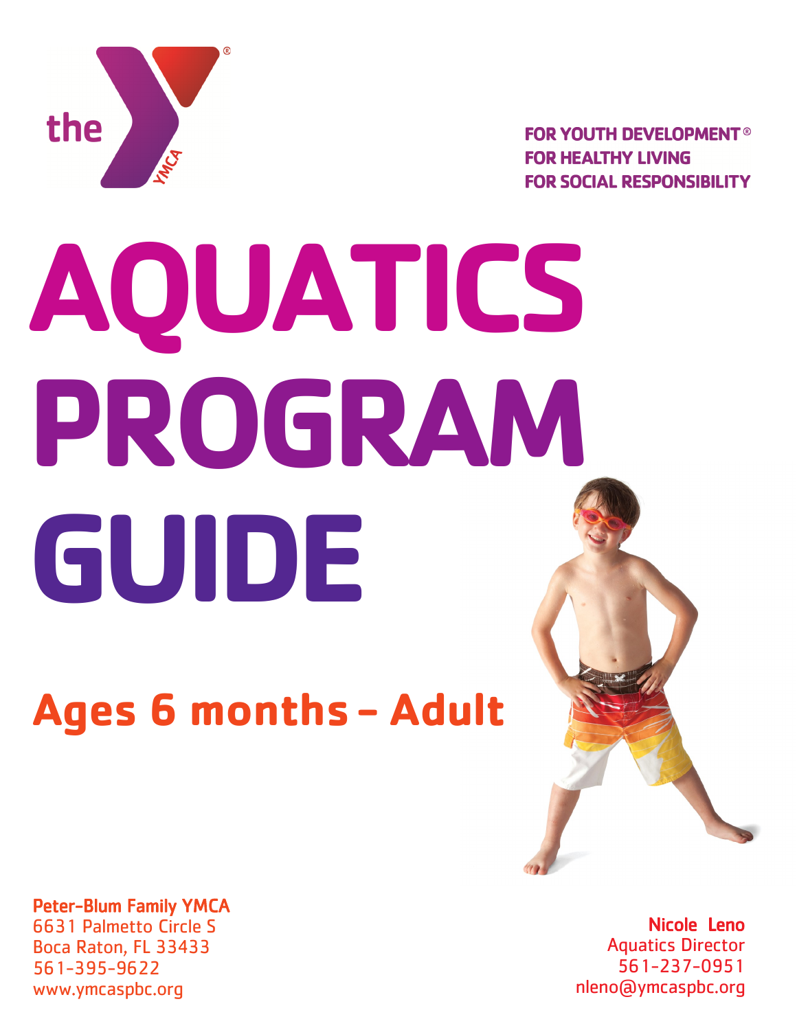the YMCA®

FOR YOUTH DEVELOPMENT®
FOR HEALTHY LIVING
FOR SOCIAL RESPONSIBILITY

# AQUATICS PROGRAM GUIDE

## Ages 6 months – Adult

**Peter-Blum Family YMCA**
6631 Palmetto Circle S
Boca Raton, FL 33433
561-395-9622
www.ymcaspbc.org

**Nicole Leno**
Aquatics Director
561-237-0951
nleno@ymcaspbc.org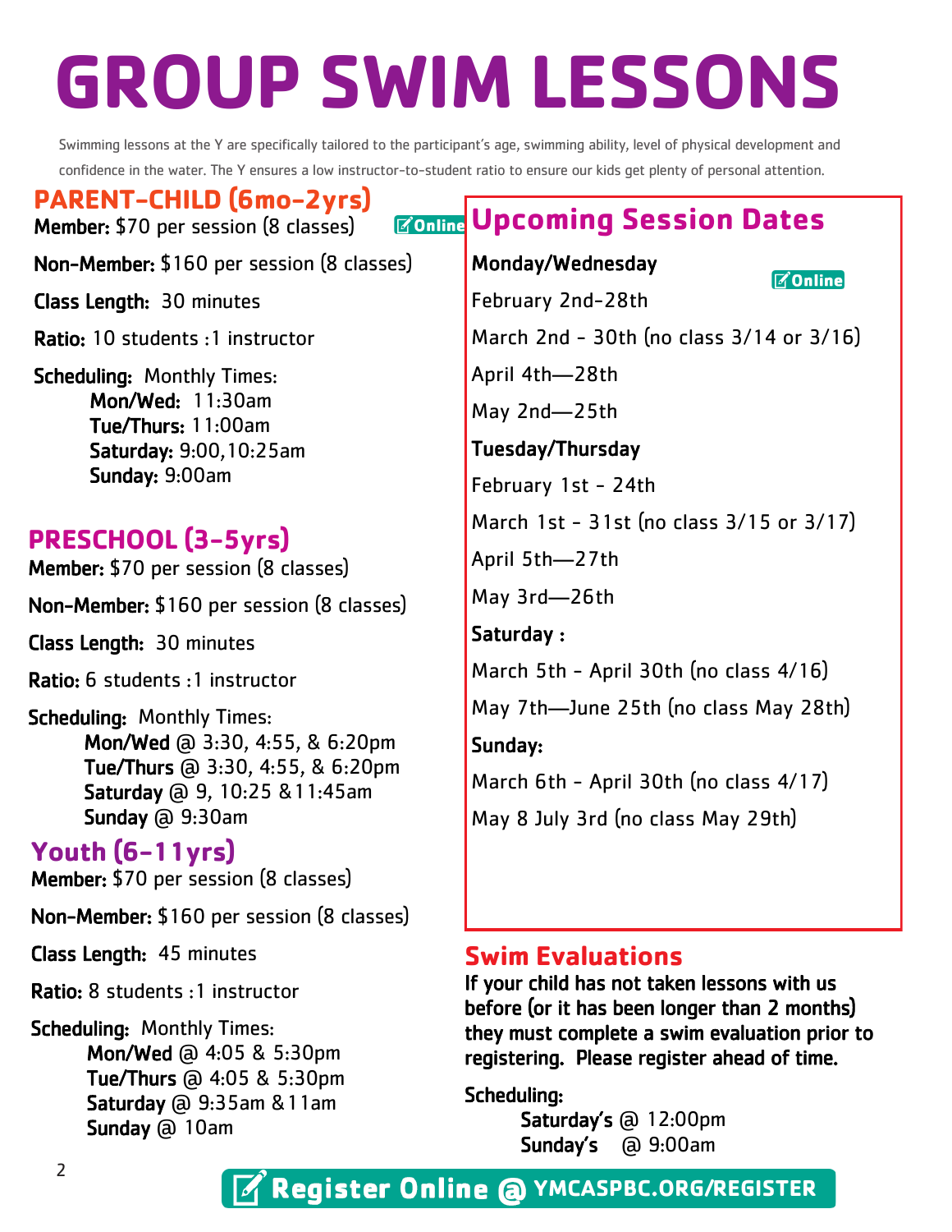# GROUP SWIM LESSONS

Swimming lessons at the Y are specifically tailored to the participant's age, swimming ability, level of physical development and confidence in the water. The Y ensures a low instructor-to-student ratio to ensure our kids get plenty of personal attention.

## PARENT-CHILD (6mo-2yrs)

**Member:** $70 per session (8 classes)

Online

**Non-Member:** $160 per session (8 classes)

**Class Length:** 30 minutes

**Ratio:** 10 students :1 instructor

**Scheduling:** Monthly Times:

- **Mon/Wed:** 11:30am
- **Tue/Thurs:** 11:00am
- **Saturday:** 9:00,10:25am
- **Sunday:** 9:00am

## PRESCHOOL (3-5yrs)

**Member:** $70 per session (8 classes)

**Non-Member:** $160 per session (8 classes)

**Class Length:** 30 minutes

**Ratio:** 6 students :1 instructor

**Scheduling:** Monthly Times:

- **Mon/Wed** @ 3:30, 4:55, & 6:20pm
- **Tue/Thurs** @ 3:30, 4:55, & 6:20pm
- **Saturday** @ 9, 10:25 &11:45am
- **Sunday** @ 9:30am

## Youth (6-11yrs)

**Member:** $70 per session (8 classes)

**Non-Member:** $160 per session (8 classes)

**Class Length:** 45 minutes

**Ratio:** 8 students :1 instructor

**Scheduling:** Monthly Times:

- **Mon/Wed** @ 4:05 & 5:30pm
- **Tue/Thurs** @ 4:05 & 5:30pm
- **Saturday** @ 9:35am &11am
- **Sunday** @ 10am

## Upcoming Session Dates

**Monday/Wednesday**

Online

February 2nd-28th

March 2nd - 30th (no class 3/14 or 3/16)

April 4th—28th

May 2nd—25th

**Tuesday/Thursday**

February 1st - 24th

March 1st - 31st (no class 3/15 or 3/17)

April 5th—27th

May 3rd—26th

**Saturday :**

March 5th - April 30th (no class 4/16)

May 7th—June 25th (no class May 28th)

**Sunday:**

March 6th - April 30th (no class 4/17)

May 8 July 3rd (no class May 29th)

## Swim Evaluations

**If your child has not taken lessons with us before (or it has been longer than 2 months) they must complete a swim evaluation prior to registering. Please register ahead of time.**

**Scheduling:**

- **Saturday's** @ 12:00pm
- **Sunday's** @ 9:00am

**Register Online @ YMCASPBC.ORG/REGISTER**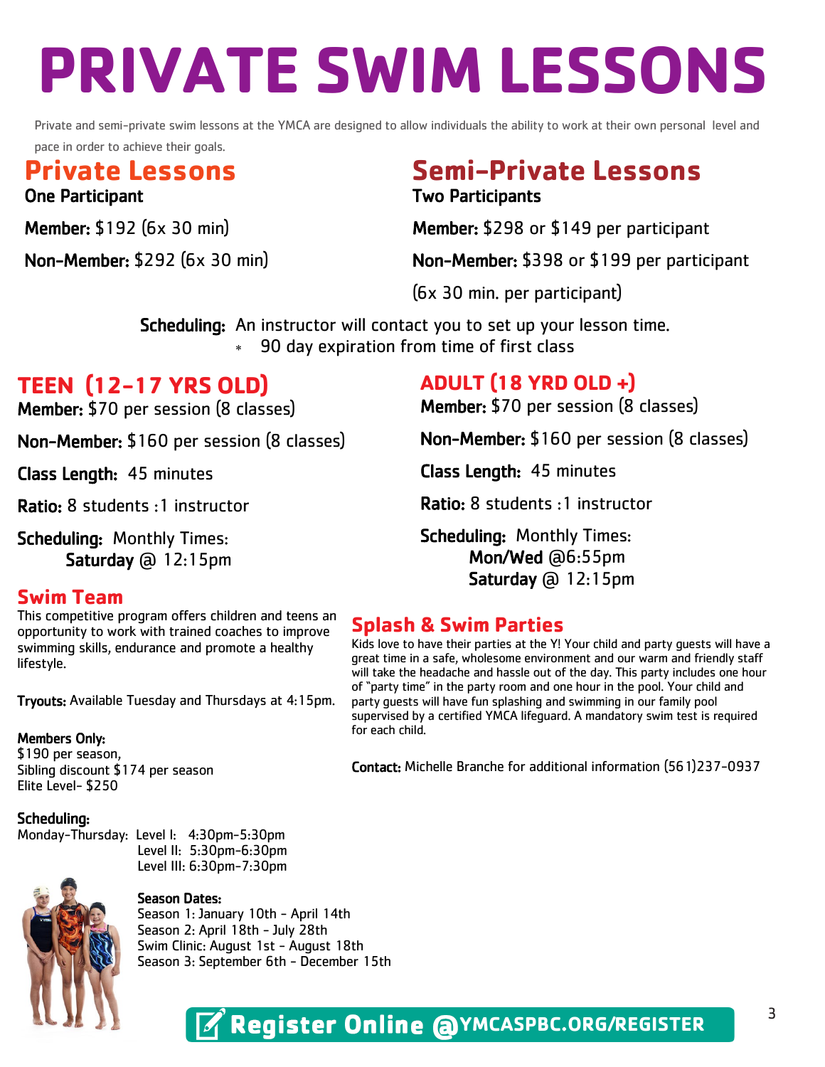# PRIVATE SWIM LESSONS

Private and semi-private swim lessons at the YMCA are designed to allow individuals the ability to work at their own personal level and pace in order to achieve their goals.

## Private Lessons

**One Participant**

**Member:** $192 (6x 30 min)

**Non-Member:** $292 (6x 30 min)

## Semi-Private Lessons

**Two Participants**

**Member:** $298 or $149 per participant

**Non-Member:** $398 or $199 per participant

(6x 30 min. per participant)

**Scheduling:** An instructor will contact you to set up your lesson time.

* 90 day expiration from time of first class

## TEEN (12-17 YRS OLD)

**Member:** $70 per session (8 classes)

**Non-Member:** $160 per session (8 classes)

**Class Length:** 45 minutes

**Ratio:** 8 students :1 instructor

**Scheduling:** Monthly Times:
**Saturday** @ 12:15pm

## ADULT (18 YRD OLD +)

**Member:** $70 per session (8 classes)

**Non-Member:** $160 per session (8 classes)

**Class Length:** 45 minutes

**Ratio:** 8 students :1 instructor

**Scheduling:** Monthly Times:
**Mon/Wed** @6:55pm
**Saturday** @ 12:15pm

## Swim Team

This competitive program offers children and teens an opportunity to work with trained coaches to improve swimming skills, endurance and promote a healthy lifestyle.

**Tryouts:** Available Tuesday and Thursdays at 4:15pm.

**Members Only:**
$190 per season,
Sibling discount $174 per season
Elite Level- $250

**Scheduling:**
Monday-Thursday: Level I: 4:30pm-5:30pm
Level II: 5:30pm-6:30pm
Level III: 6:30pm-7:30pm

**Season Dates:**
Season 1: January 10th - April 14th
Season 2: April 18th - July 28th
Swim Clinic: August 1st - August 18th
Season 3: September 6th - December 15th

## Splash & Swim Parties

Kids love to have their parties at the Y! Your child and party guests will have a great time in a safe, wholesome environment and our warm and friendly staff will take the headache and hassle out of the day. This party includes one hour of "party time" in the party room and one hour in the pool. Your child and party guests will have fun splashing and swimming in our family pool supervised by a certified YMCA lifeguard. A mandatory swim test is required for each child.

**Contact:** Michelle Branche for additional information (561)237-0937

**Register Online @YMCASPBC.ORG/REGISTER**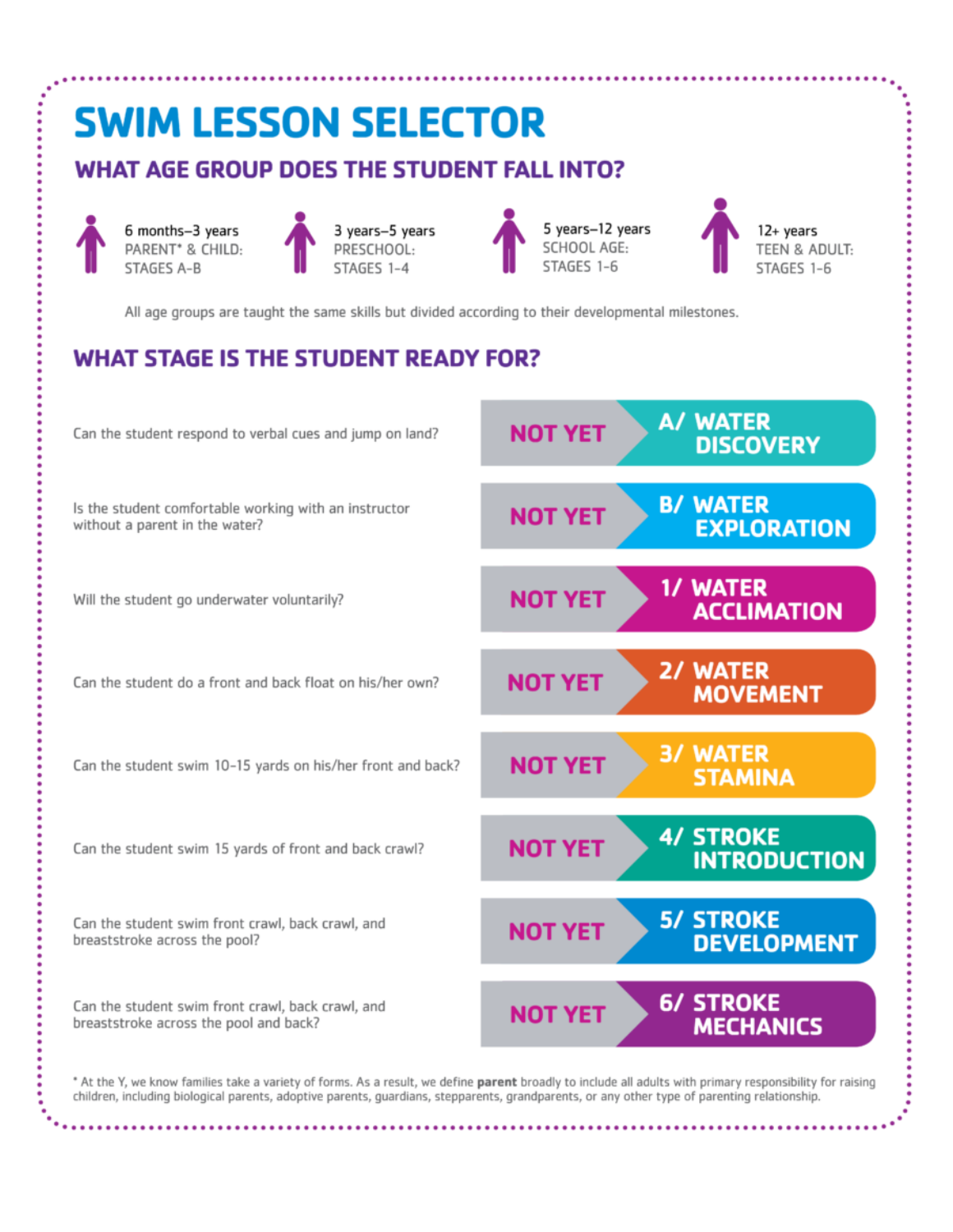# SWIM LESSON SELECTOR

## WHAT AGE GROUP DOES THE STUDENT FALL INTO?

- 6 months–3 years  
  PARENT* & CHILD:  
  STAGES A–B
- 3 years–5 years  
  PRESCHOOL:  
  STAGES 1–4
- 5 years–12 years  
  SCHOOL AGE:  
  STAGES 1–6
- 12+ years  
  TEEN & ADULT:  
  STAGES 1–6

All age groups are taught the same skills but divided according to their developmental milestones.

## WHAT STAGE IS THE STUDENT READY FOR?

| Question | | |
|---|---|---|
| Can the student respond to verbal cues and jump on land? | NOT YET | A/ WATER DISCOVERY |
| Is the student comfortable working with an instructor without a parent in the water? | NOT YET | B/ WATER EXPLORATION |
| Will the student go underwater voluntarily? | NOT YET | 1/ WATER ACCLIMATION |
| Can the student do a front and back float on his/her own? | NOT YET | 2/ WATER MOVEMENT |
| Can the student swim 10-15 yards on his/her front and back? | NOT YET | 3/ WATER STAMINA |
| Can the student swim 15 yards of front and back crawl? | NOT YET | 4/ STROKE INTRODUCTION |
| Can the student swim front crawl, back crawl, and breaststroke across the pool? | NOT YET | 5/ STROKE DEVELOPMENT |
| Can the student swim front crawl, back crawl, and breaststroke across the pool and back? | NOT YET | 6/ STROKE MECHANICS |

* At the Y, we know families take a variety of forms. As a result, we define **parent** broadly to include all adults with primary responsibility for raising children, including biological parents, adoptive parents, guardians, stepparents, grandparents, or any other type of parenting relationship.